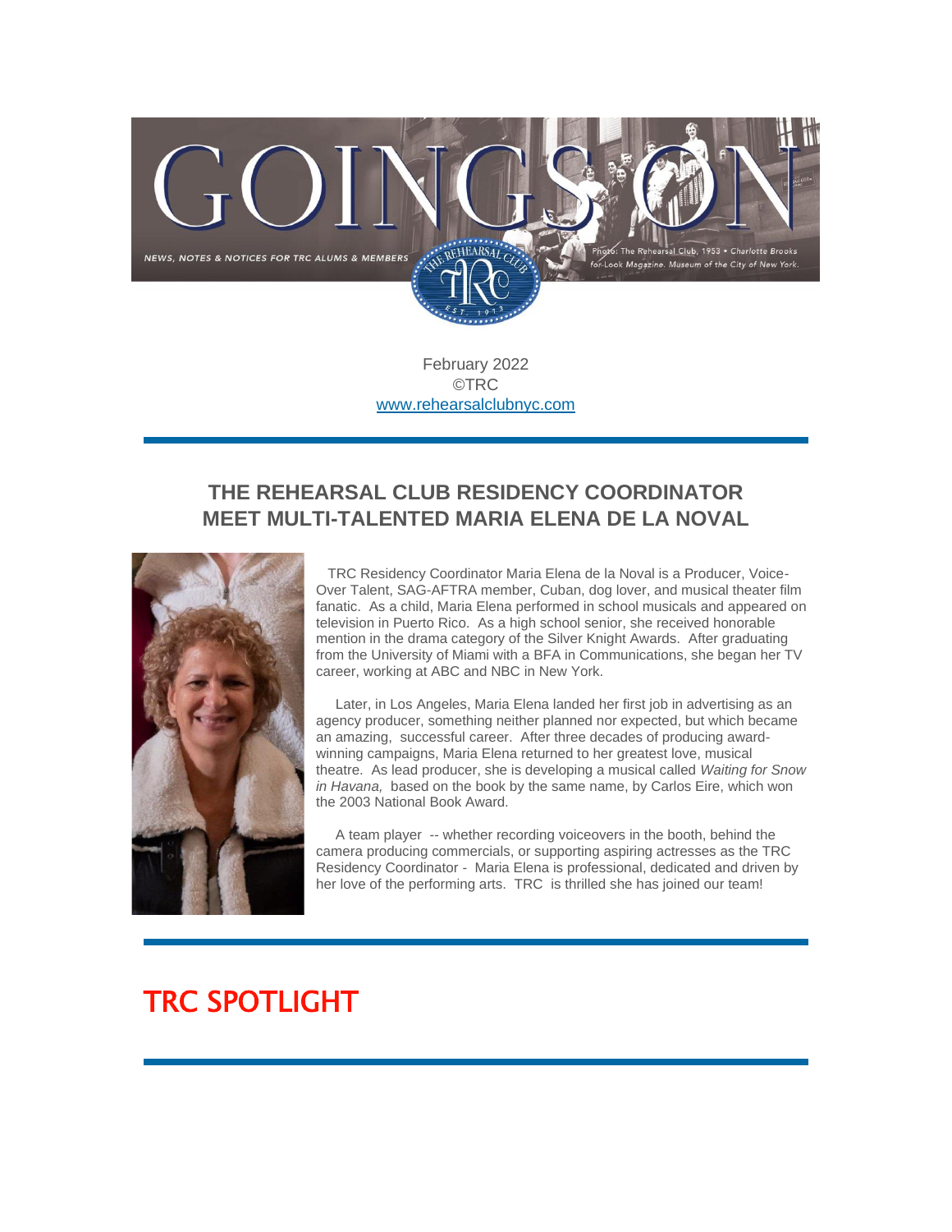# GOINGS ON

NEWS, NOTES & NOTICES FOR TRC ALUMS & MEMBERS

Photo: The Rehearsal Club, 1953 • Charlotte Brooks for Look Magazine. Museum of the City of New York.

February 2022
©TRC
www.rehearsalclubnyc.com

---

## THE REHEARSAL CLUB RESIDENCY COORDINATOR MEET MULTI-TALENTED MARIA ELENA DE LA NOVAL

TRC Residency Coordinator Maria Elena de la Noval is a Producer, Voice-Over Talent, SAG-AFTRA member, Cuban, dog lover, and musical theater film fanatic. As a child, Maria Elena performed in school musicals and appeared on television in Puerto Rico. As a high school senior, she received honorable mention in the drama category of the Silver Knight Awards. After graduating from the University of Miami with a BFA in Communications, she began her TV career, working at ABC and NBC in New York.

Later, in Los Angeles, Maria Elena landed her first job in advertising as an agency producer, something neither planned nor expected, but which became an amazing, successful career. After three decades of producing award-winning campaigns, Maria Elena returned to her greatest love, musical theatre. As lead producer, she is developing a musical called *Waiting for Snow in Havana,* based on the book by the same name, by Carlos Eire, which won the 2003 National Book Award.

A team player -- whether recording voiceovers in the booth, behind the camera producing commercials, or supporting aspiring actresses as the TRC Residency Coordinator - Maria Elena is professional, dedicated and driven by her love of the performing arts. TRC is thrilled she has joined our team!

---

## TRC SPOTLIGHT

---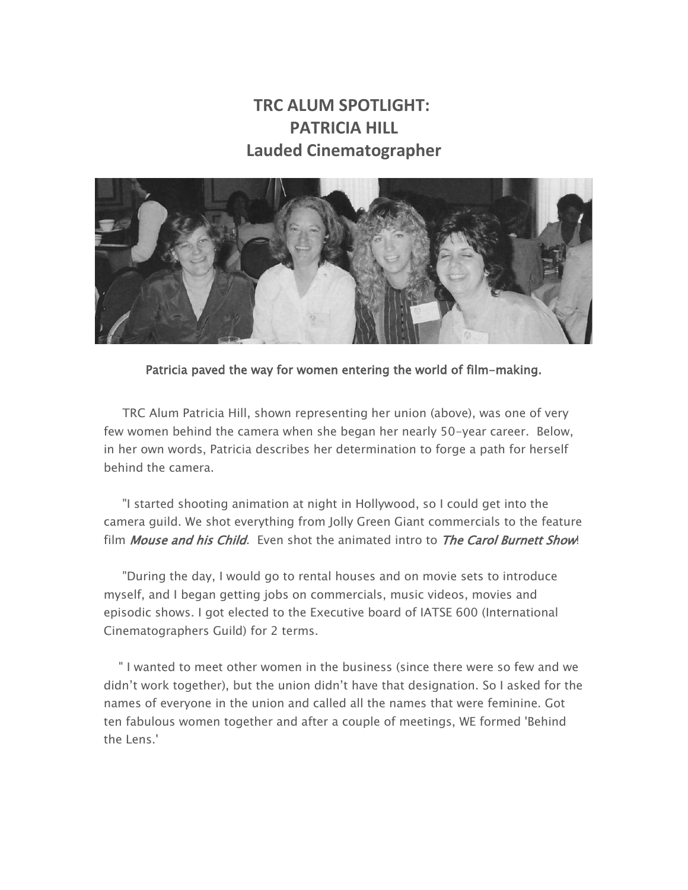# TRC ALUM SPOTLIGHT:
# PATRICIA HILL
# Lauded Cinematographer

Patricia paved the way for women entering the world of film-making.

TRC Alum Patricia Hill, shown representing her union (above), was one of very few women behind the camera when she began her nearly 50-year career. Below, in her own words, Patricia describes her determination to forge a path for herself behind the camera.

"I started shooting animation at night in Hollywood, so I could get into the camera guild. We shot everything from Jolly Green Giant commercials to the feature film *Mouse and his Child*. Even shot the animated intro to *The Carol Burnett Show*!

"During the day, I would go to rental houses and on movie sets to introduce myself, and I began getting jobs on commercials, music videos, movies and episodic shows. I got elected to the Executive board of IATSE 600 (International Cinematographers Guild) for 2 terms.

" I wanted to meet other women in the business (since there were so few and we didn't work together), but the union didn't have that designation. So I asked for the names of everyone in the union and called all the names that were feminine. Got ten fabulous women together and after a couple of meetings, WE formed 'Behind the Lens.'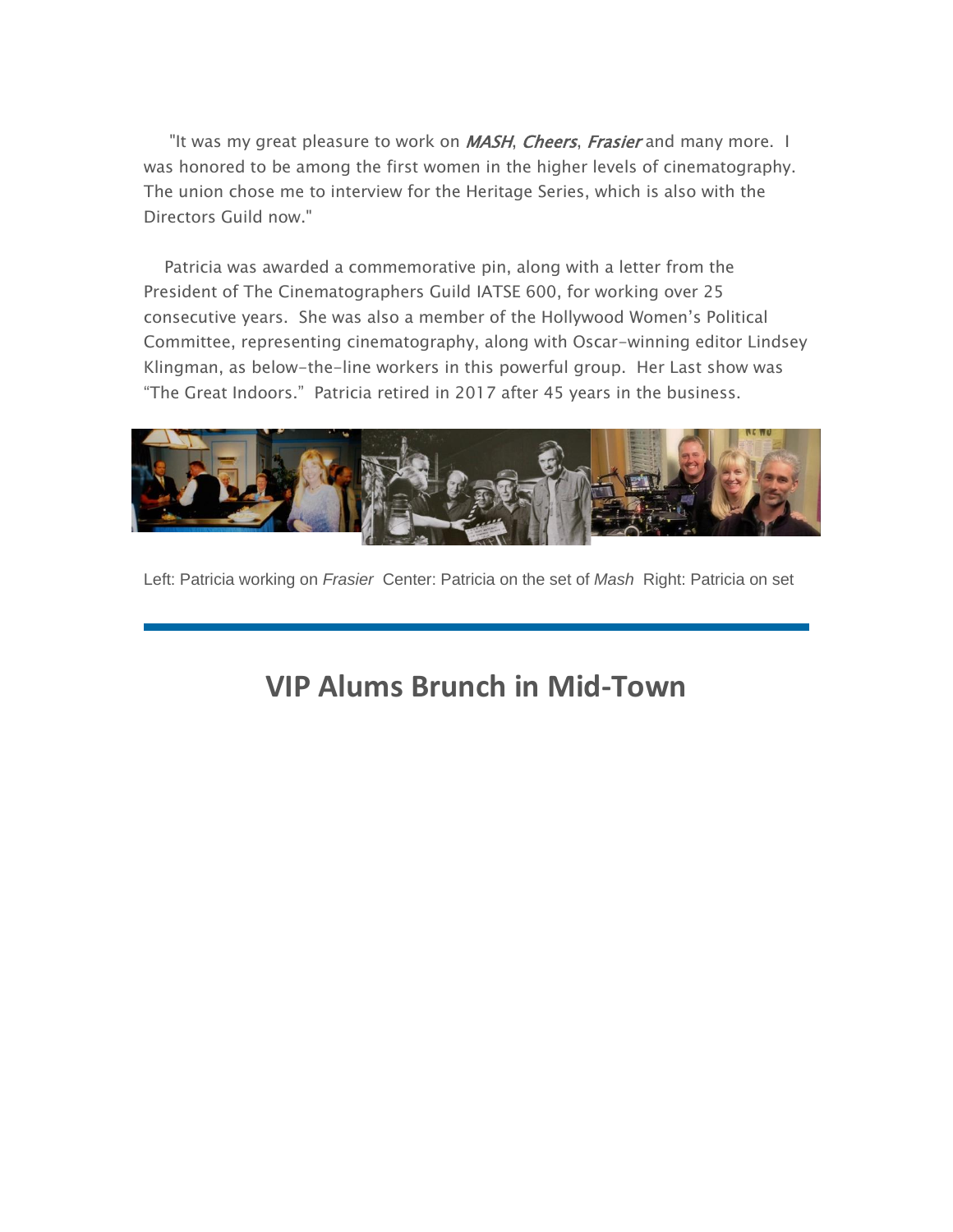"It was my great pleasure to work on *MASH*, *Cheers*, *Frasier* and many more. I was honored to be among the first women in the higher levels of cinematography. The union chose me to interview for the Heritage Series, which is also with the Directors Guild now."

Patricia was awarded a commemorative pin, along with a letter from the President of The Cinematographers Guild IATSE 600, for working over 25 consecutive years. She was also a member of the Hollywood Women's Political Committee, representing cinematography, along with Oscar-winning editor Lindsey Klingman, as below-the-line workers in this powerful group. Her Last show was "The Great Indoors." Patricia retired in 2017 after 45 years in the business.

Left: Patricia working on *Frasier* Center: Patricia on the set of *Mash* Right: Patricia on set

---

## VIP Alums Brunch in Mid-Town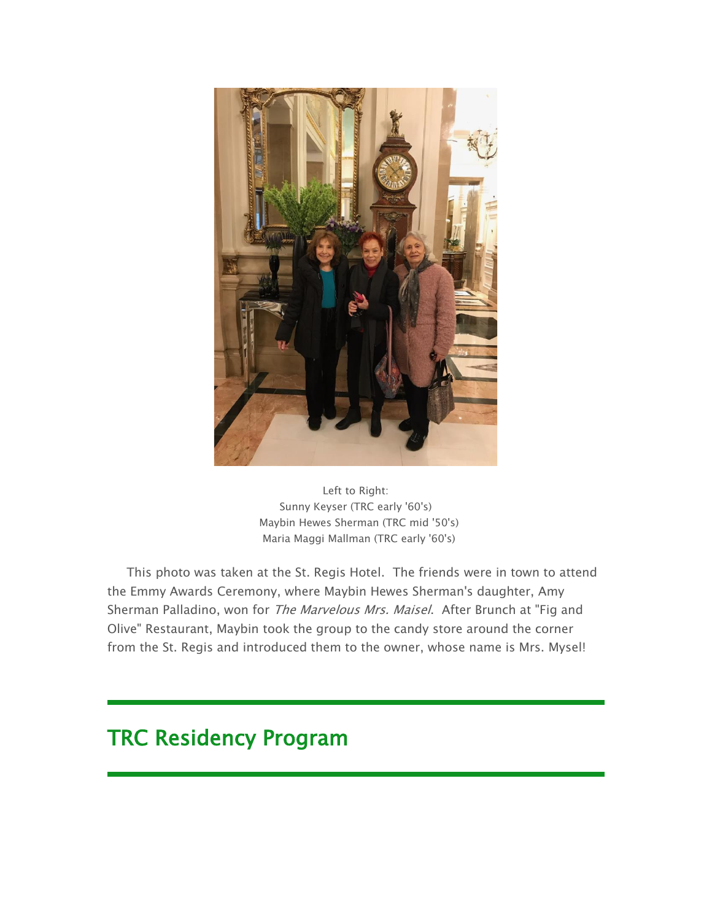Left to Right:
Sunny Keyser (TRC early '60's)
Maybin Hewes Sherman (TRC mid '50's)
Maria Maggi Mallman (TRC early '60's)

This photo was taken at the St. Regis Hotel. The friends were in town to attend the Emmy Awards Ceremony, where Maybin Hewes Sherman's daughter, Amy Sherman Palladino, won for *The Marvelous Mrs. Maisel*. After Brunch at "Fig and Olive" Restaurant, Maybin took the group to the candy store around the corner from the St. Regis and introduced them to the owner, whose name is Mrs. Mysel!

## TRC Residency Program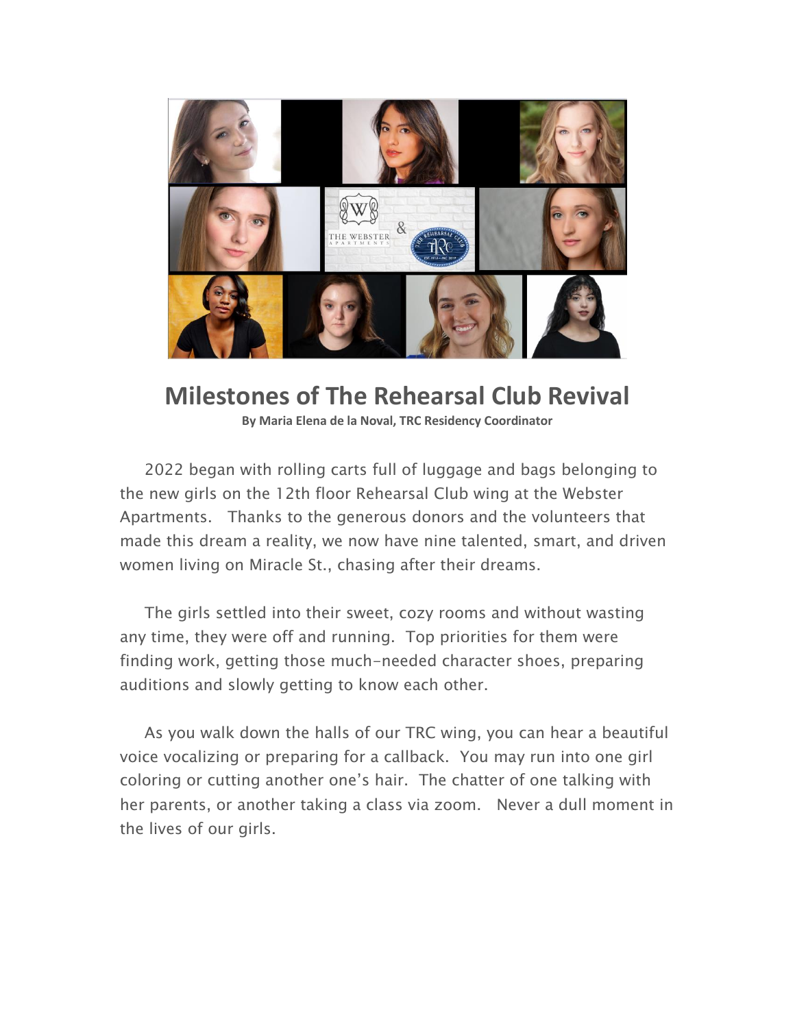# Milestones of The Rehearsal Club Revival

**By Maria Elena de la Noval, TRC Residency Coordinator**

2022 began with rolling carts full of luggage and bags belonging to the new girls on the 12th floor Rehearsal Club wing at the Webster Apartments. Thanks to the generous donors and the volunteers that made this dream a reality, we now have nine talented, smart, and driven women living on Miracle St., chasing after their dreams.

The girls settled into their sweet, cozy rooms and without wasting any time, they were off and running. Top priorities for them were finding work, getting those much-needed character shoes, preparing auditions and slowly getting to know each other.

As you walk down the halls of our TRC wing, you can hear a beautiful voice vocalizing or preparing for a callback. You may run into one girl coloring or cutting another one's hair. The chatter of one talking with her parents, or another taking a class via zoom. Never a dull moment in the lives of our girls.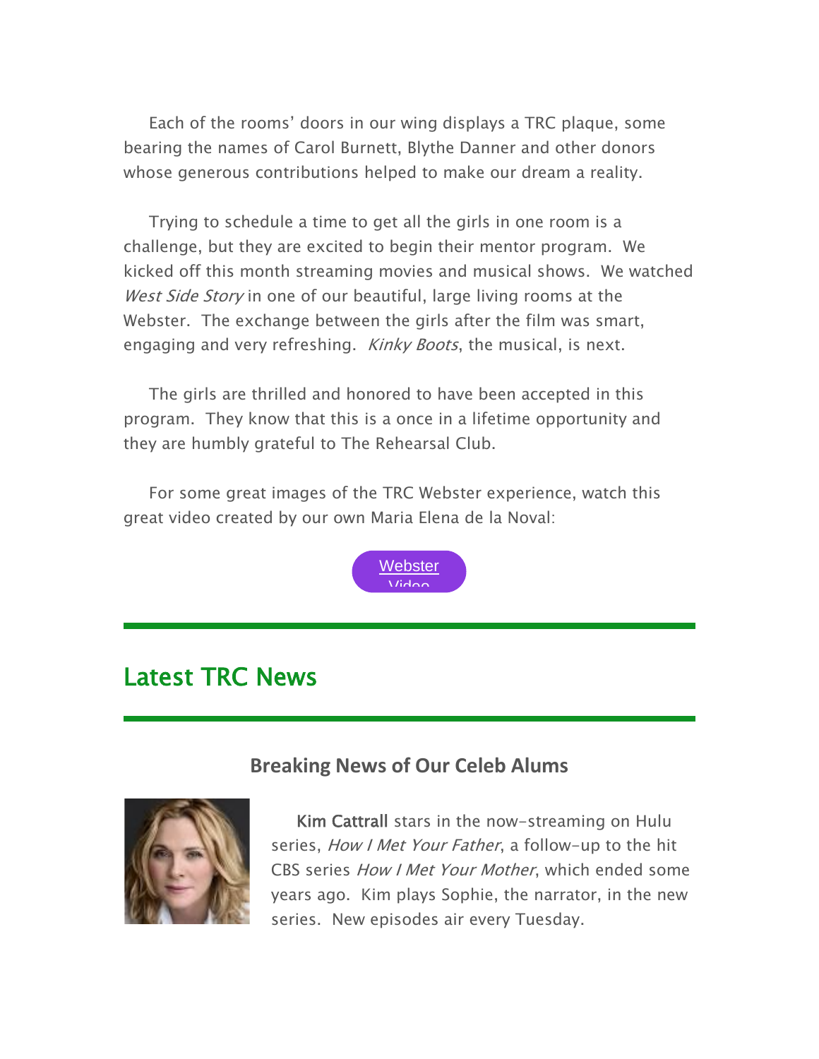Each of the rooms' doors in our wing displays a TRC plaque, some bearing the names of Carol Burnett, Blythe Danner and other donors whose generous contributions helped to make our dream a reality.

Trying to schedule a time to get all the girls in one room is a challenge, but they are excited to begin their mentor program. We kicked off this month streaming movies and musical shows. We watched *West Side Story* in one of our beautiful, large living rooms at the Webster. The exchange between the girls after the film was smart, engaging and very refreshing. *Kinky Boots*, the musical, is next.

The girls are thrilled and honored to have been accepted in this program. They know that this is a once in a lifetime opportunity and they are humbly grateful to The Rehearsal Club.

For some great images of the TRC Webster experience, watch this great video created by our own Maria Elena de la Noval:

Webster Video

## Latest TRC News

### Breaking News of Our Celeb Alums

**Kim Cattrall** stars in the now-streaming on Hulu series, *How I Met Your Father*, a follow-up to the hit CBS series *How I Met Your Mother*, which ended some years ago. Kim plays Sophie, the narrator, in the new series. New episodes air every Tuesday.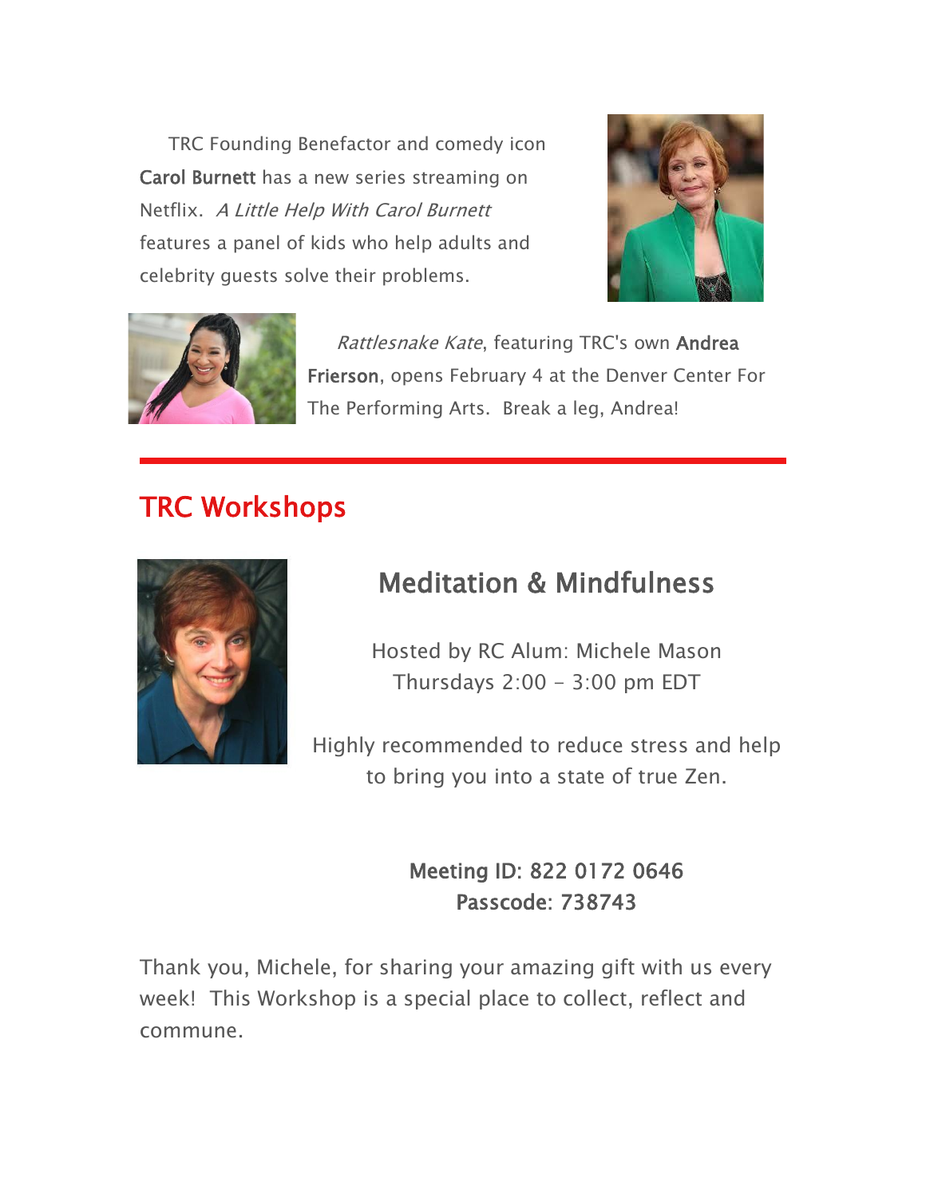TRC Founding Benefactor and comedy icon **Carol Burnett** has a new series streaming on Netflix. *A Little Help With Carol Burnett* features a panel of kids who help adults and celebrity guests solve their problems.

*Rattlesnake Kate*, featuring TRC's own **Andrea Frierson**, opens February 4 at the Denver Center For The Performing Arts. Break a leg, Andrea!

---

## TRC Workshops

### Meditation & Mindfulness

Hosted by RC Alum: Michele Mason
Thursdays 2:00 - 3:00 pm EDT

Highly recommended to reduce stress and help to bring you into a state of true Zen.

**Meeting ID: 822 0172 0646**
**Passcode: 738743**

Thank you, Michele, for sharing your amazing gift with us every week! This Workshop is a special place to collect, reflect and commune.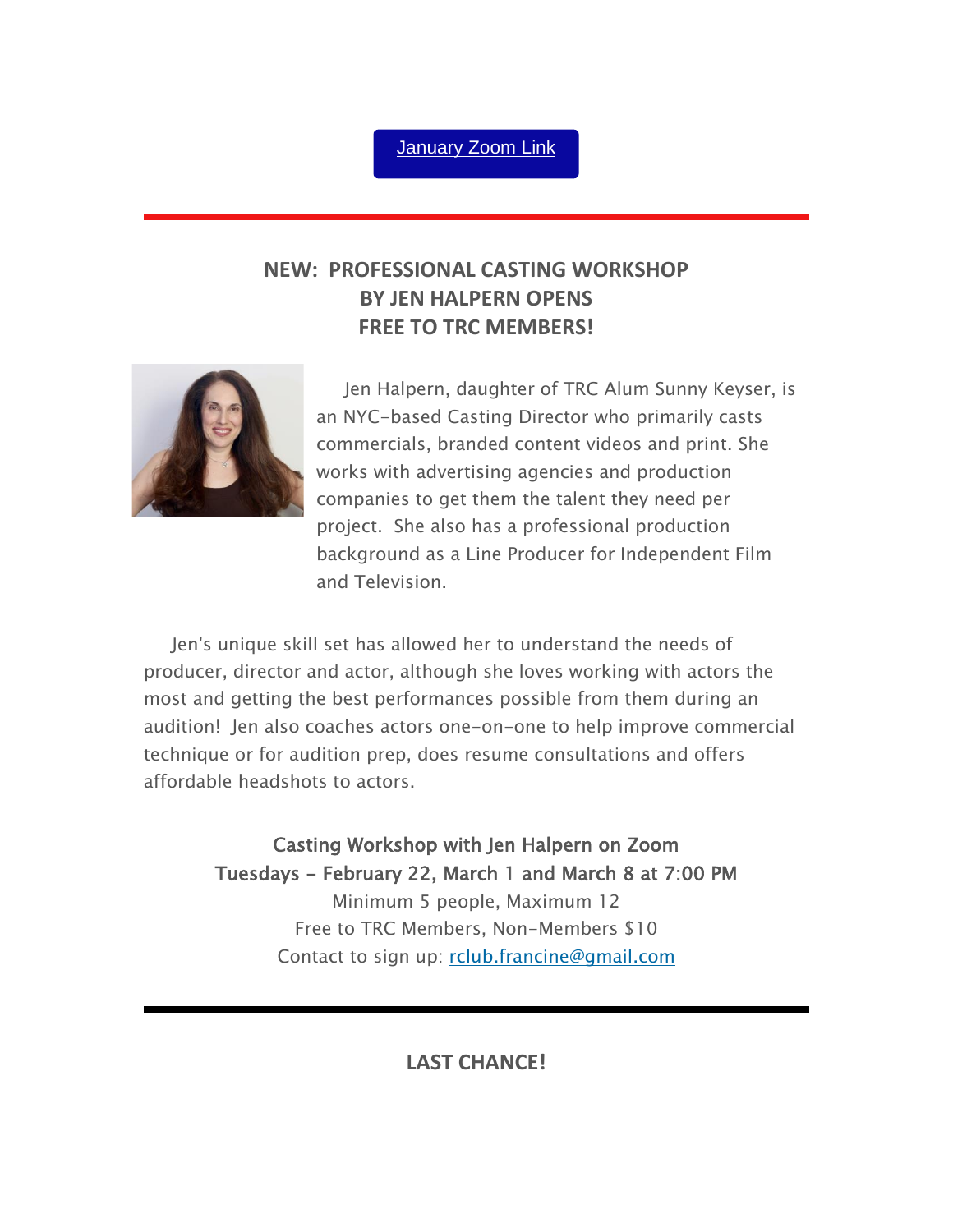[January Zoom Link]

---

## NEW: PROFESSIONAL CASTING WORKSHOP BY JEN HALPERN OPENS FREE TO TRC MEMBERS!

Jen Halpern, daughter of TRC Alum Sunny Keyser, is an NYC-based Casting Director who primarily casts commercials, branded content videos and print. She works with advertising agencies and production companies to get them the talent they need per project. She also has a professional production background as a Line Producer for Independent Film and Television.

Jen's unique skill set has allowed her to understand the needs of producer, director and actor, although she loves working with actors the most and getting the best performances possible from them during an audition! Jen also coaches actors one-on-one to help improve commercial technique or for audition prep, does resume consultations and offers affordable headshots to actors.

Casting Workshop with Jen Halpern on Zoom
Tuesdays - February 22, March 1 and March 8 at 7:00 PM
Minimum 5 people, Maximum 12
Free to TRC Members, Non-Members $10
Contact to sign up: rclub.francine@gmail.com

---

## LAST CHANCE!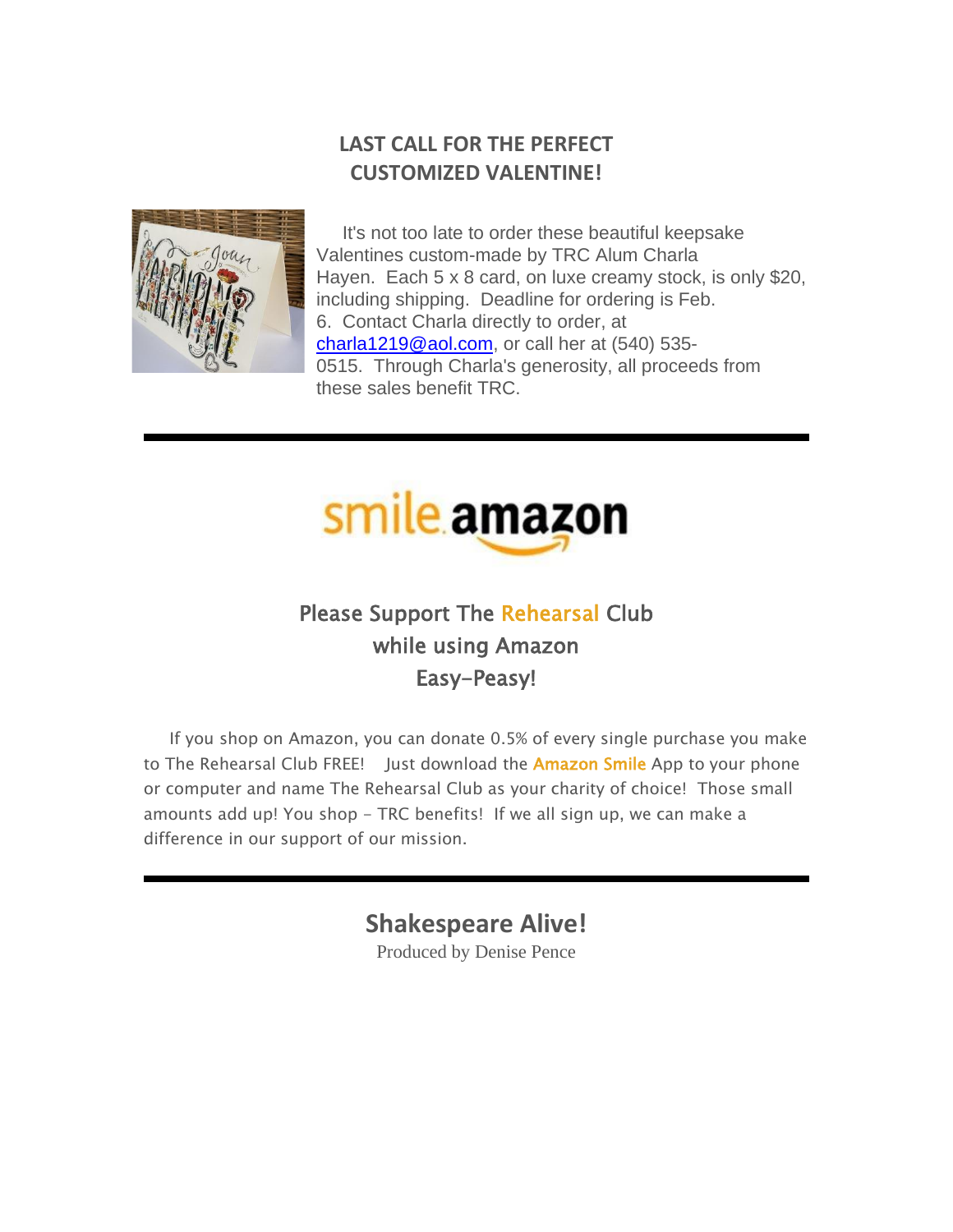## LAST CALL FOR THE PERFECT CUSTOMIZED VALENTINE!

It's not too late to order these beautiful keepsake Valentines custom-made by TRC Alum Charla Hayen. Each 5 x 8 card, on luxe creamy stock, is only $20, including shipping. Deadline for ordering is Feb. 6. Contact Charla directly to order, at charla1219@aol.com, or call her at (540) 535-0515. Through Charla's generosity, all proceeds from these sales benefit TRC.

---

smile.amazon

## Please Support The Rehearsal Club while using Amazon Easy-Peasy!

If you shop on Amazon, you can donate 0.5% of every single purchase you make to The Rehearsal Club FREE! Just download the **Amazon Smile** App to your phone or computer and name The Rehearsal Club as your charity of choice! Those small amounts add up! You shop - TRC benefits! If we all sign up, we can make a difference in our support of our mission.

---

## Shakespeare Alive!

Produced by Denise Pence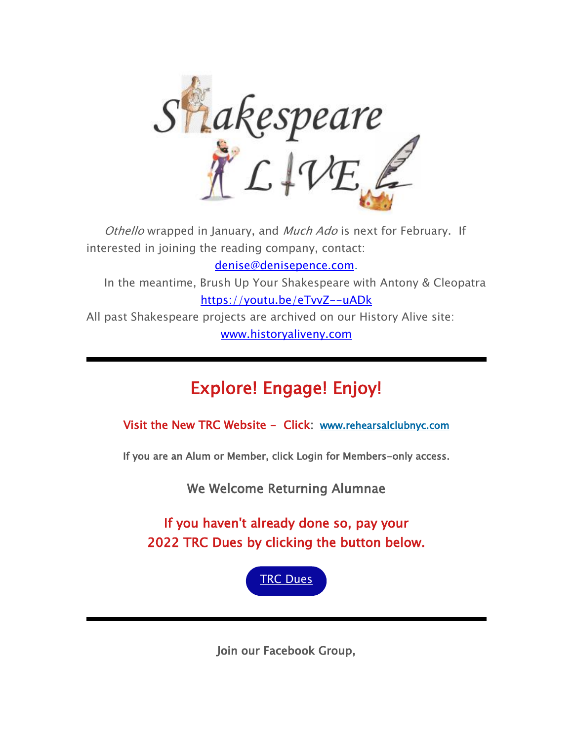# Shakespeare LIVE

*Othello* wrapped in January, and *Much Ado* is next for February. If interested in joining the reading company, contact: denise@denisepence.com.

In the meantime, Brush Up Your Shakespeare with Antony & Cleopatra https://youtu.be/eTvvZ--uADk

All past Shakespeare projects are archived on our History Alive site: www.historyaliveny.com

---

## Explore! Engage! Enjoy!

**Visit the New TRC Website - Click: www.rehearsalclubnyc.com**

**If you are an Alum or Member, click Login for Members-only access.**

**We Welcome Returning Alumnae**

**If you haven't already done so, pay your 2022 TRC Dues by clicking the button below.**

TRC Dues

---

Join our Facebook Group,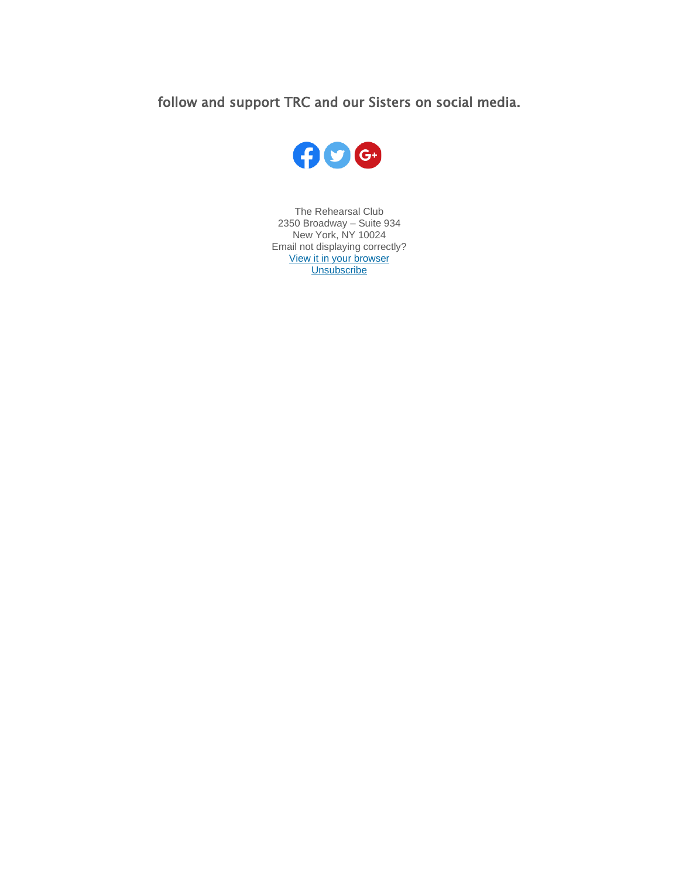follow and support TRC and our Sisters on social media.

The Rehearsal Club
2350 Broadway – Suite 934
New York, NY 10024
Email not displaying correctly?
View it in your browser
Unsubscribe